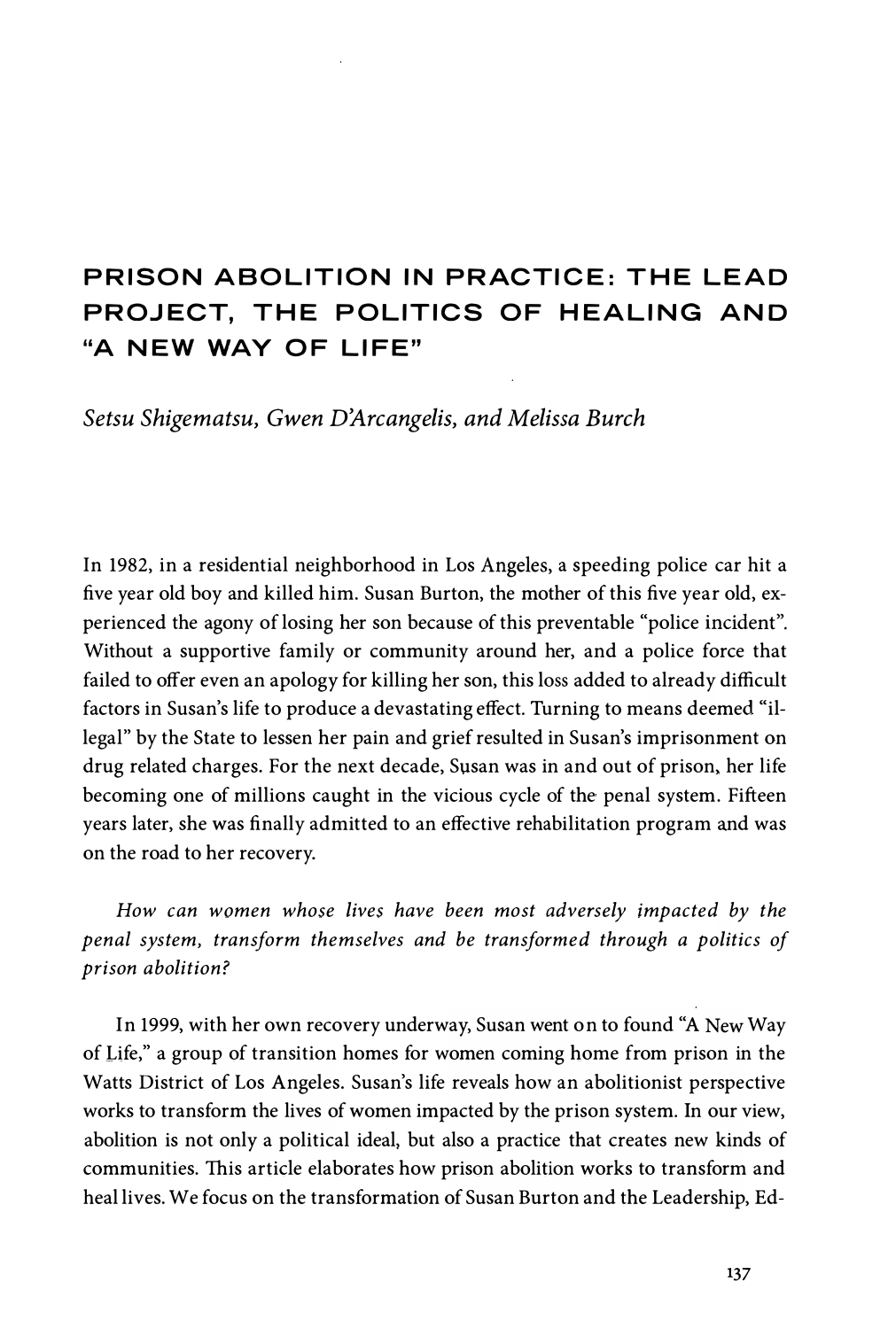# PRISON ABOLITION IN PRACTICE: THE LEAD PROJECT, THE POLITICS OF HEALING AND "A NEW WAY OF LIFE"

*Setsu Shigematsu, Gwen D'Arcangelis, and Melissa Burch*

In 1982, in a residential neighborhood in Los Angeles, a speeding police car hit a five year old boy and killed him. Susan Burton, the mother of this five year old, experienced the agony of losing her son because of this preventable "police incident". Without a supportive family or community around her, and a police force that failed to offer even an apology for killing her son, this loss added to already difficult factors in Susan's life to produce a devastating effect. Turning to means deemed "illegal" by the State to lessen her pain and grief resulted in Susan's imprisonment on drug related charges. For the next decade, Susan was in and out of prison, her life becoming one of millions caught in the vicious cycle of the penal system. Fifteen years later, she was finally admitted to an effective rehabilitation program and was on the road to her recovery.

*How can women whose lives have been most adversely impacted by the penal system, transform themselves and be transformed through a politics of prison abolition?*

In 1999, with her own recovery underway, Susan went on to found "A New Way of Life," a group of transition homes for women coming home from prison in the Watts District of Los Angeles. Susan's life reveals how an abolitionist perspective works to transform the lives of women impacted by the prison system. In our view, abolition is not only a political ideal, but also a practice that creates new kinds of communities. This article elaborates how prison abolition works to transform and heal lives. We focus on the transformation of Susan Burton and the Leadership, Ed-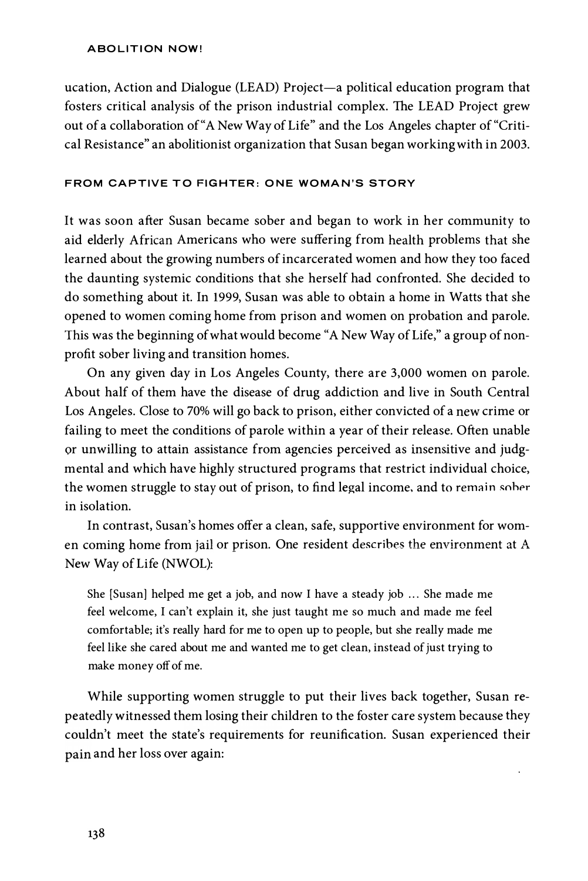ucation, Action and Dialogue (LEAD) Project—a political education program that fosters critical analysis of the prison industrial complex. The LEAD Project grew out of a collaboration of "A New Way of Life" and the Los Angeles chapter of "Critical Resistance" an abolitionist organization that Susan began working with in 2003.

### FROM CAPTIVE TO FIGHTER: ONE WOMAN'S STORY

It was soon after Susan became sober and began to work in her community to aid elderly African Americans who were suffering from health problems that she learned about the growing numbers of incarcerated women and how they too faced the daunting systemic conditions that she herself had confronted. She decided to do something about it. In 1999, Susan was able to obtain a home in Watts that she opened to women coming home from prison and women on probation and parole. This was the beginning of what would become "A New Way of Life," a group of nonprofit sober living and transition homes.

On any given day in Los Angeles County, there are 3,000 women on parole. About half of them have the disease of drug addiction and live in South Central Los Angeles. Close to 70% will go back to prison, either convicted of a new crime or failing to meet the conditions of parole within a year of their release. Often unable or unwilling to attain assistance from agencies perceived as insensitive and judgmental and which have highly structured programs that restrict individual choice, the women struggle to stay out of prison, to find legal income, and to remain sober in isolation.

In contrast, Susan's homes offer a clean, safe, supportive environment for women coming home from jail or prison. One resident describes the environment at A New Way of Life (NWOL):

> She [Susan] helped me get a job, and now I have a steady job ... She made me feel welcome, I can't explain it, she just taught me so much and made me feel comfortable; it's really hard for me to open up to people, but she really made me feel like she cared about me and wanted me to get clean, instead of just trying to make money off of me.

While supporting women struggle to put their lives back together, Susan repeatedly witnessed them losing their children to the foster care system because they couldn't meet the state's requirements for reunification. Susan experienced their pain and her loss over again: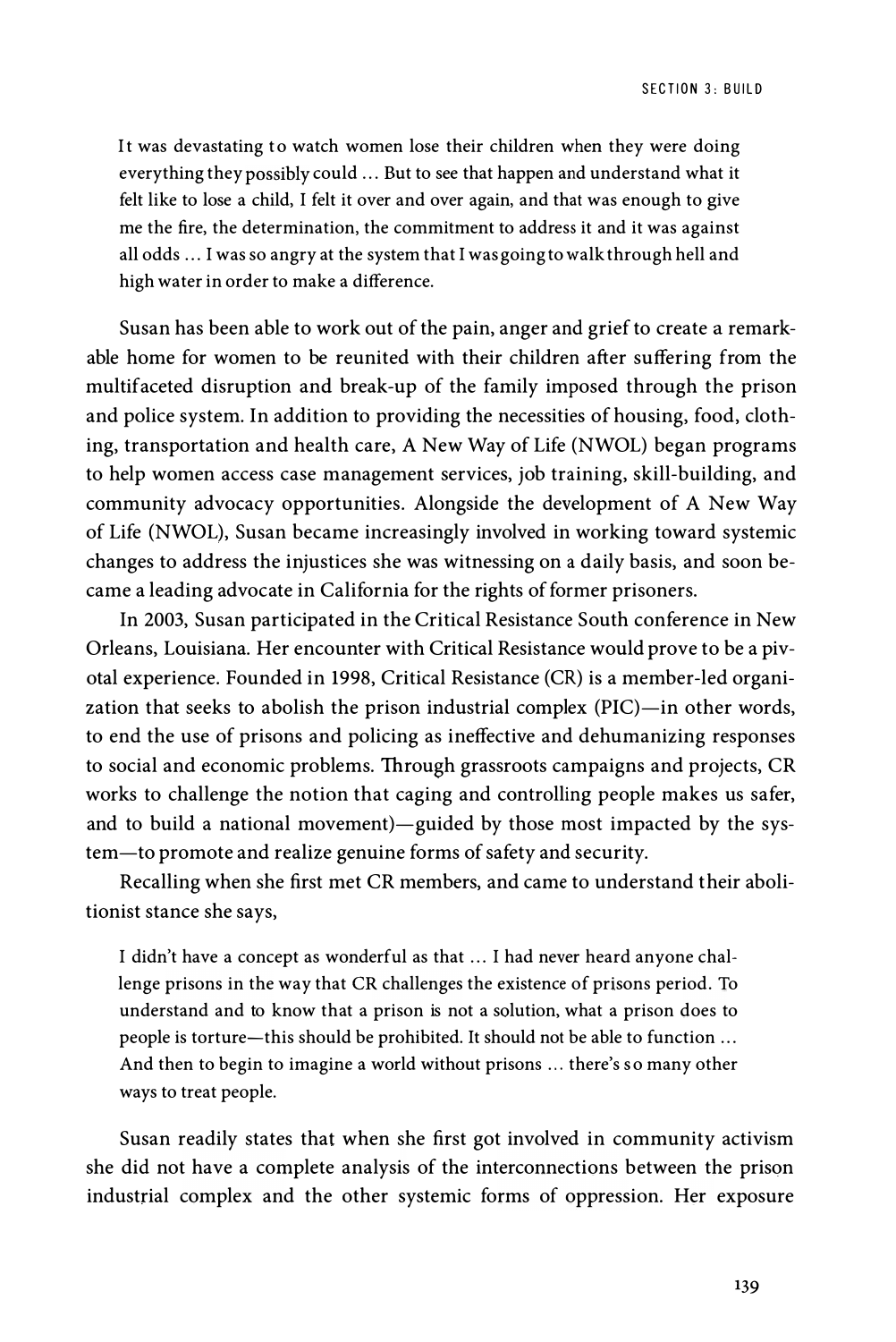> It was devastating to watch women lose their children when they were doing everything they possibly could ... But to see that happen and understand what it felt like to lose a child, I felt it over and over again, and that was enough to give me the fire, the determination, the commitment to address it and it was against all odds ... I was so angry at the system that I was going to walk through hell and high water in order to make a difference.

Susan has been able to work out of the pain, anger and grief to create a remarkable home for women to be reunited with their children after suffering from the multifaceted disruption and break-up of the family imposed through the prison and police system. In addition to providing the necessities of housing, food, clothing, transportation and health care, A New Way of Life (NWOL) began programs to help women access case management services, job training, skill-building, and community advocacy opportunities. Alongside the development of A New Way of Life (NWOL), Susan became increasingly involved in working toward systemic changes to address the injustices she was witnessing on a daily basis, and soon became a leading advocate in California for the rights of former prisoners.

In 2003, Susan participated in the Critical Resistance South conference in New Orleans, Louisiana. Her encounter with Critical Resistance would prove to be a pivotal experience. Founded in 1998, Critical Resistance (CR) is a member-led organization that seeks to abolish the prison industrial complex (PIC)—in other words, to end the use of prisons and policing as ineffective and dehumanizing responses to social and economic problems. Through grassroots campaigns and projects, CR works to challenge the notion that caging and controlling people makes us safer, and to build a national movement)—guided by those most impacted by the system—to promote and realize genuine forms of safety and security.

Recalling when she first met CR members, and came to understand their abolitionist stance she says,

> I didn't have a concept as wonderful as that ... I had never heard anyone challenge prisons in the way that CR challenges the existence of prisons period. To understand and to know that a prison is not a solution, what a prison does to people is torture—this should be prohibited. It should not be able to function ... And then to begin to imagine a world without prisons ... there's so many other ways to treat people.

Susan readily states that when she first got involved in community activism she did not have a complete analysis of the interconnections between the prison industrial complex and the other systemic forms of oppression. Her exposure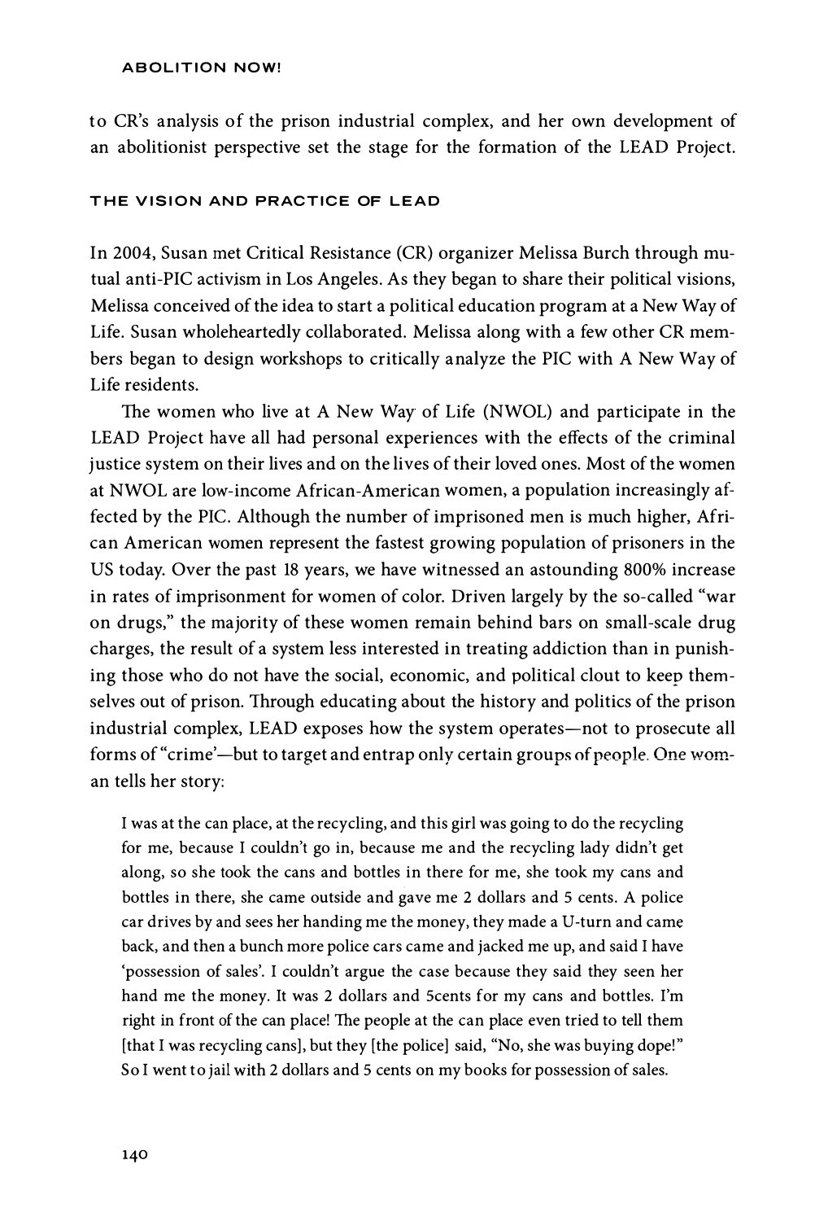to CR's analysis of the prison industrial complex, and her own development of an abolitionist perspective set the stage for the formation of the LEAD Project.

## THE VISION AND PRACTICE OF LEAD

In 2004, Susan met Critical Resistance (CR) organizer Melissa Burch through mutual anti-PIC activism in Los Angeles. As they began to share their political visions, Melissa conceived of the idea to start a political education program at a New Way of Life. Susan wholeheartedly collaborated. Melissa along with a few other CR members began to design workshops to critically analyze the PIC with A New Way of Life residents.

The women who live at A New Way of Life (NWOL) and participate in the LEAD Project have all had personal experiences with the effects of the criminal justice system on their lives and on the lives of their loved ones. Most of the women at NWOL are low-income African-American women, a population increasingly affected by the PIC. Although the number of imprisoned men is much higher, African American women represent the fastest growing population of prisoners in the US today. Over the past 18 years, we have witnessed an astounding 800% increase in rates of imprisonment for women of color. Driven largely by the so-called "war on drugs," the majority of these women remain behind bars on small-scale drug charges, the result of a system less interested in treating addiction than in punishing those who do not have the social, economic, and political clout to keep themselves out of prison. Through educating about the history and politics of the prison industrial complex, LEAD exposes how the system operates—not to prosecute all forms of "crime'—but to target and entrap only certain groups of people. One woman tells her story:

> I was at the can place, at the recycling, and this girl was going to do the recycling for me, because I couldn't go in, because me and the recycling lady didn't get along, so she took the cans and bottles in there for me, she took my cans and bottles in there, she came outside and gave me 2 dollars and 5 cents. A police car drives by and sees her handing me the money, they made a U-turn and came back, and then a bunch more police cars came and jacked me up, and said I have 'possession of sales'. I couldn't argue the case because they said they seen her hand me the money. It was 2 dollars and 5cents for my cans and bottles. I'm right in front of the can place! The people at the can place even tried to tell them [that I was recycling cans], but they [the police] said, "No, she was buying dope!" So I went to jail with 2 dollars and 5 cents on my books for possession of sales.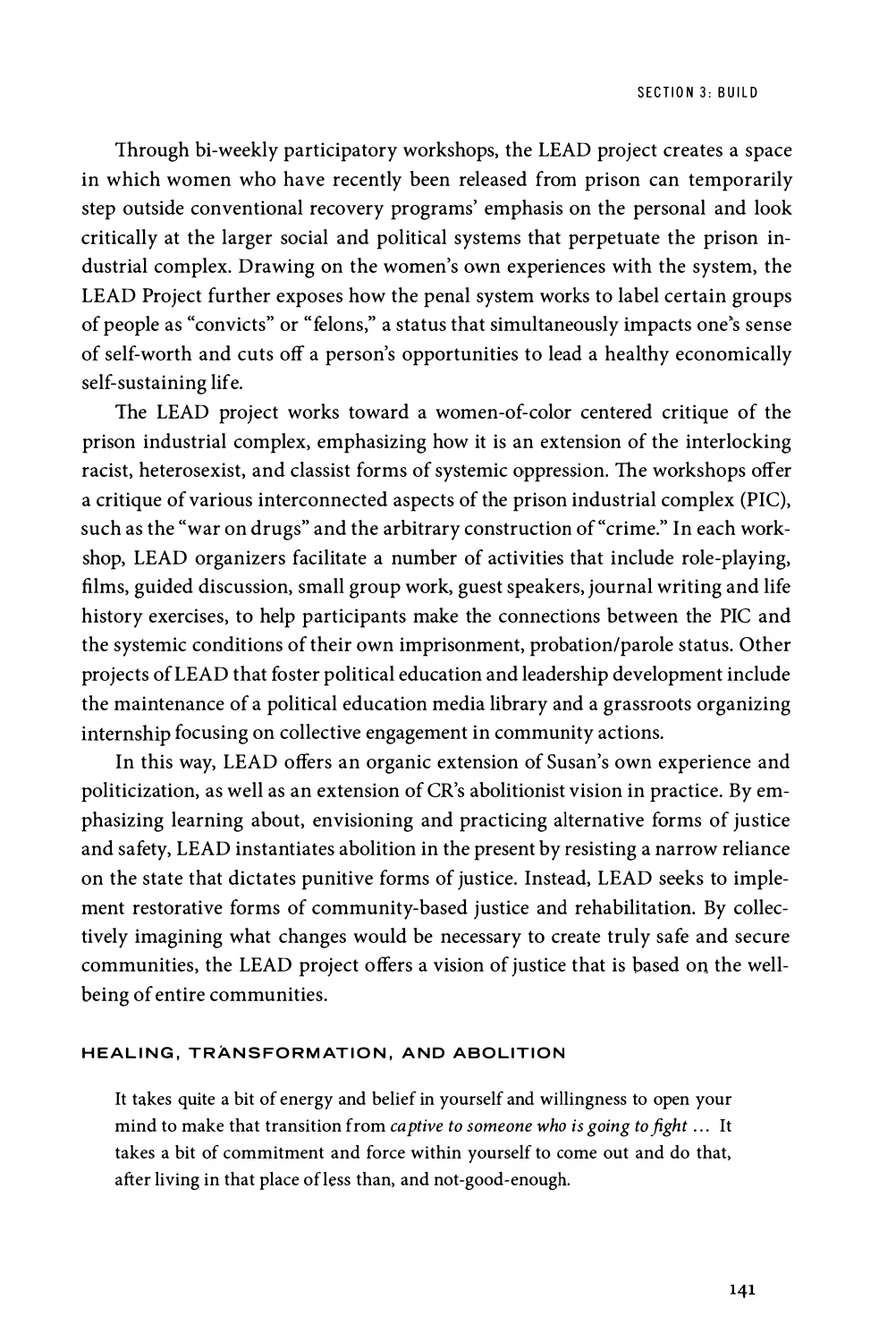Through bi-weekly participatory workshops, the LEAD project creates a space in which women who have recently been released from prison can temporarily step outside conventional recovery programs' emphasis on the personal and look critically at the larger social and political systems that perpetuate the prison industrial complex. Drawing on the women's own experiences with the system, the LEAD Project further exposes how the penal system works to label certain groups of people as "convicts" or "felons," a status that simultaneously impacts one's sense of self-worth and cuts off a person's opportunities to lead a healthy economically self-sustaining life.

The LEAD project works toward a women-of-color centered critique of the prison industrial complex, emphasizing how it is an extension of the interlocking racist, heterosexist, and classist forms of systemic oppression. The workshops offer a critique of various interconnected aspects of the prison industrial complex (PIC), such as the "war on drugs" and the arbitrary construction of "crime." In each workshop, LEAD organizers facilitate a number of activities that include role-playing, films, guided discussion, small group work, guest speakers, journal writing and life history exercises, to help participants make the connections between the PIC and the systemic conditions of their own imprisonment, probation/parole status. Other projects of LEAD that foster political education and leadership development include the maintenance of a political education media library and a grassroots organizing internship focusing on collective engagement in community actions.

In this way, LEAD offers an organic extension of Susan's own experience and politicization, as well as an extension of CR's abolitionist vision in practice. By emphasizing learning about, envisioning and practicing alternative forms of justice and safety, LEAD instantiates abolition in the present by resisting a narrow reliance on the state that dictates punitive forms of justice. Instead, LEAD seeks to implement restorative forms of community-based justice and rehabilitation. By collectively imagining what changes would be necessary to create truly safe and secure communities, the LEAD project offers a vision of justice that is based on the well-being of entire communities.

## HEALING, TRANSFORMATION, AND ABOLITION

> It takes quite a bit of energy and belief in yourself and willingness to open your mind to make that transition from *captive to someone who is going to fight* ... It takes a bit of commitment and force within yourself to come out and do that, after living in that place of less than, and not-good-enough.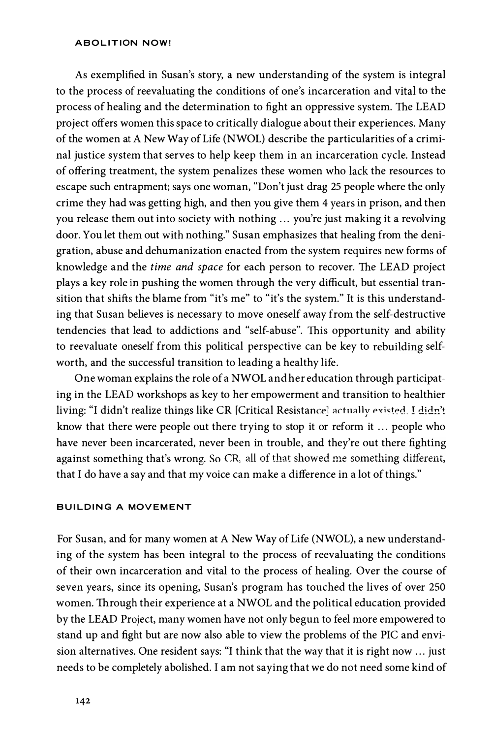As exemplified in Susan's story, a new understanding of the system is integral to the process of reevaluating the conditions of one's incarceration and vital to the process of healing and the determination to fight an oppressive system. The LEAD project offers women this space to critically dialogue about their experiences. Many of the women at A New Way of Life (NWOL) describe the particularities of a criminal justice system that serves to help keep them in an incarceration cycle. Instead of offering treatment, the system penalizes these women who lack the resources to escape such entrapment; says one woman, "Don't just drag 25 people where the only crime they had was getting high, and then you give them 4 years in prison, and then you release them out into society with nothing ... you're just making it a revolving door. You let them out with nothing." Susan emphasizes that healing from the denigration, abuse and dehumanization enacted from the system requires new forms of knowledge and the *time and space* for each person to recover. The LEAD project plays a key role in pushing the women through the very difficult, but essential transition that shifts the blame from "it's me" to "it's the system." It is this understanding that Susan believes is necessary to move oneself away from the self-destructive tendencies that lead to addictions and "self-abuse". This opportunity and ability to reevaluate oneself from this political perspective can be key to rebuilding self-worth, and the successful transition to leading a healthy life.

One woman explains the role of a NWOL and her education through participating in the LEAD workshops as key to her empowerment and transition to healthier living: "I didn't realize things like CR [Critical Resistance] actually existed. I didn't know that there were people out there trying to stop it or reform it ... people who have never been incarcerated, never been in trouble, and they're out there fighting against something that's wrong. So CR, all of that showed me something different, that I do have a say and that my voice can make a difference in a lot of things."

## BUILDING A MOVEMENT

For Susan, and for many women at A New Way of Life (NWOL), a new understanding of the system has been integral to the process of reevaluating the conditions of their own incarceration and vital to the process of healing. Over the course of seven years, since its opening, Susan's program has touched the lives of over 250 women. Through their experience at a NWOL and the political education provided by the LEAD Project, many women have not only begun to feel more empowered to stand up and fight but are now also able to view the problems of the PIC and envision alternatives. One resident says: "I think that the way that it is right now ... just needs to be completely abolished. I am not saying that we do not need some kind of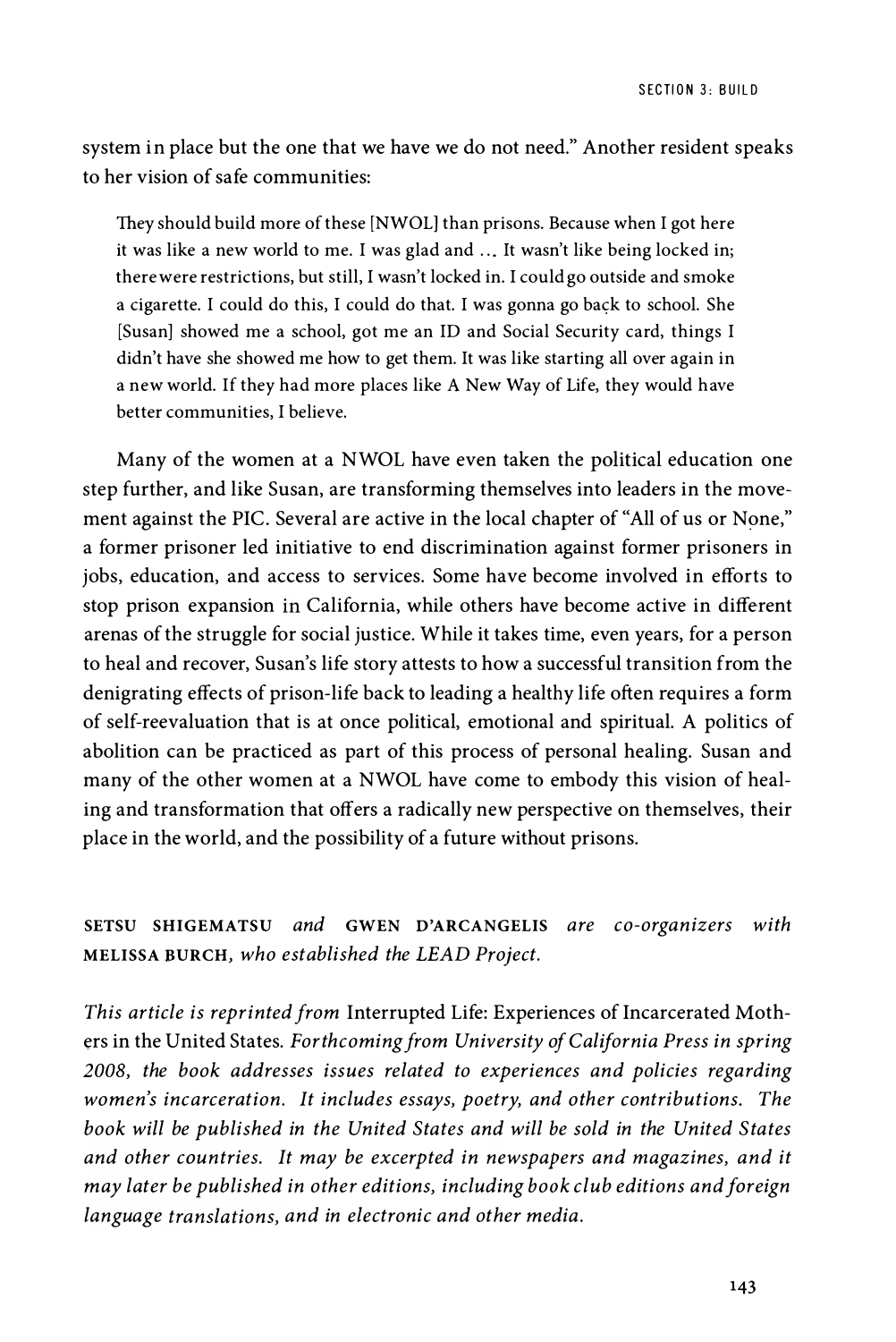system in place but the one that we have we do not need." Another resident speaks to her vision of safe communities:

> They should build more of these [NWOL] than prisons. Because when I got here it was like a new world to me. I was glad and ... It wasn't like being locked in; there were restrictions, but still, I wasn't locked in. I could go outside and smoke a cigarette. I could do this, I could do that. I was gonna go back to school. She [Susan] showed me a school, got me an ID and Social Security card, things I didn't have she showed me how to get them. It was like starting all over again in a new world. If they had more places like A New Way of Life, they would have better communities, I believe.

Many of the women at a NWOL have even taken the political education one step further, and like Susan, are transforming themselves into leaders in the movement against the PIC. Several are active in the local chapter of "All of us or None," a former prisoner led initiative to end discrimination against former prisoners in jobs, education, and access to services. Some have become involved in efforts to stop prison expansion in California, while others have become active in different arenas of the struggle for social justice. While it takes time, even years, for a person to heal and recover, Susan's life story attests to how a successful transition from the denigrating effects of prison-life back to leading a healthy life often requires a form of self-reevaluation that is at once political, emotional and spiritual. A politics of abolition can be practiced as part of this process of personal healing. Susan and many of the other women at a NWOL have come to embody this vision of healing and transformation that offers a radically new perspective on themselves, their place in the world, and the possibility of a future without prisons.

**SETSU SHIGEMATSU** *and* **GWEN D'ARCANGELIS** *are co-organizers with* **MELISSA BURCH**, *who established the LEAD Project.*

*This article is reprinted from* Interrupted Life: Experiences of Incarcerated Mothers in the United States. *Forthcoming from University of California Press in spring 2008, the book addresses issues related to experiences and policies regarding women's incarceration. It includes essays, poetry, and other contributions. The book will be published in the United States and will be sold in the United States and other countries. It may be excerpted in newspapers and magazines, and it may later be published in other editions, including book club editions and foreign language translations, and in electronic and other media.*